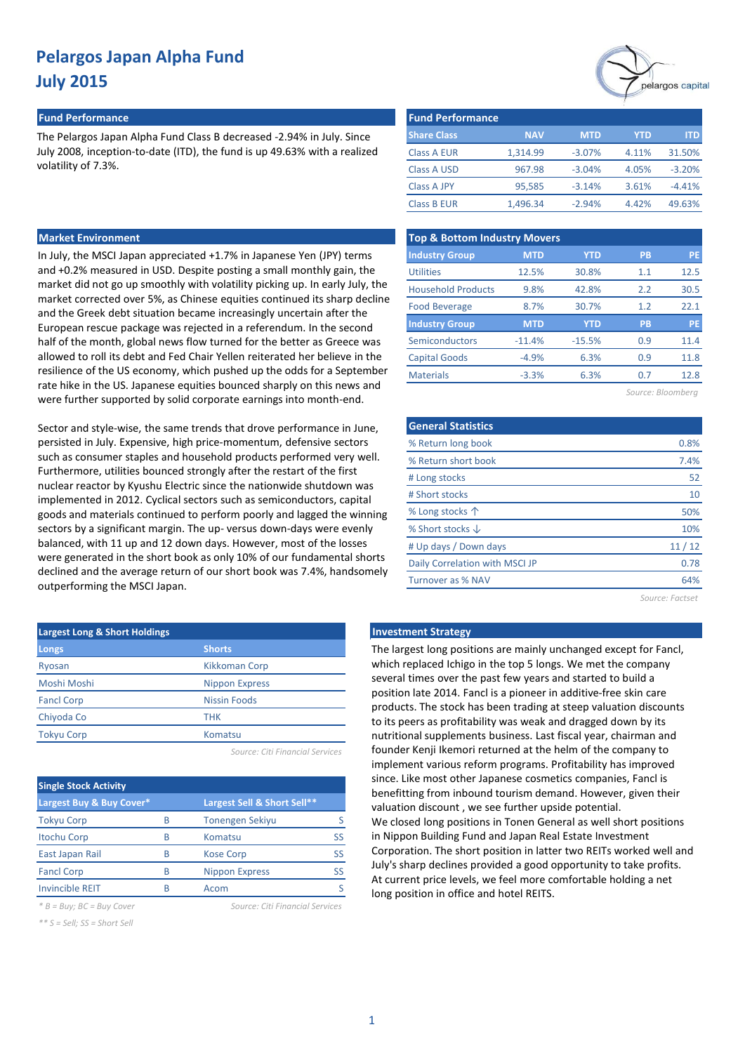# Pelargos Japan Alpha Fund
# July 2015

## Fund Performance

The Pelargos Japan Alpha Fund Class B decreased -2.94% in July. Since July 2008, inception-to-date (ITD), the fund is up 49.63% with a realized volatility of 7.3%.

| Share Class | NAV | MTD | YTD | ITD |
|---|---|---|---|---|
| Class A EUR | 1,314.99 | -3.07% | 4.11% | 31.50% |
| Class A USD | 967.98 | -3.04% | 4.05% | -3.20% |
| Class A JPY | 95,585 | -3.14% | 3.61% | -4.41% |
| Class B EUR | 1,496.34 | -2.94% | 4.42% | 49.63% |

## Market Environment

In July, the MSCI Japan appreciated +1.7% in Japanese Yen (JPY) terms and +0.2% measured in USD. Despite posting a small monthly gain, the market did not go up smoothly with volatility picking up. In early July, the market corrected over 5%, as Chinese equities continued its sharp decline and the Greek debt situation became increasingly uncertain after the European rescue package was rejected in a referendum. In the second half of the month, global news flow turned for the better as Greece was allowed to roll its debt and Fed Chair Yellen reiterated her believe in the resilience of the US economy, which pushed up the odds for a September rate hike in the US. Japanese equities bounced sharply on this news and were further supported by solid corporate earnings into month-end.

Sector and style-wise, the same trends that drove performance in June, persisted in July. Expensive, high price-momentum, defensive sectors such as consumer staples and household products performed very well. Furthermore, utilities bounced strongly after the restart of the first nuclear reactor by Kyushu Electric since the nationwide shutdown was implemented in 2012. Cyclical sectors such as semiconductors, capital goods and materials continued to perform poorly and lagged the winning sectors by a significant margin. The up- versus down-days were evenly balanced, with 11 up and 12 down days. However, most of the losses were generated in the short book as only 10% of our fundamental shorts declined and the average return of our short book was 7.4%, handsomely outperforming the MSCI Japan.

## Top & Bottom Industry Movers

| Industry Group | MTD | YTD | PB | PE |
|---|---|---|---|---|
| Utilities | 12.5% | 30.8% | 1.1 | 12.5 |
| Household Products | 9.8% | 42.8% | 2.2 | 30.5 |
| Food Beverage | 8.7% | 30.7% | 1.2 | 22.1 |
| **Industry Group** | **MTD** | **YTD** | **PB** | **PE** |
| Semiconductors | -11.4% | -15.5% | 0.9 | 11.4 |
| Capital Goods | -4.9% | 6.3% | 0.9 | 11.8 |
| Materials | -3.3% | 6.3% | 0.7 | 12.8 |

*Source: Bloomberg*

## General Statistics

| | |
|---|---|
| % Return long book | 0.8% |
| % Return short book | 7.4% |
| # Long stocks | 52 |
| # Short stocks | 10 |
| % Long stocks ↑ | 50% |
| % Short stocks ↓ | 10% |
| # Up days / Down days | 11 / 12 |
| Daily Correlation with MSCI JP | 0.78 |
| Turnover as % NAV | 64% |

*Source: Factset*

## Largest Long & Short Holdings

| Longs | Shorts |
|---|---|
| Ryosan | Kikkoman Corp |
| Moshi Moshi | Nippon Express |
| Fancl Corp | Nissin Foods |
| Chiyoda Co | THK |
| Tokyu Corp | Komatsu |

*Source: Citi Financial Services*

## Single Stock Activity

| Largest Buy & Buy Cover* | | Largest Sell & Short Sell** | |
|---|---|---|---|
| Tokyu Corp | B | Tonengen Sekiyu | S |
| Itochu Corp | B | Komatsu | SS |
| East Japan Rail | B | Kose Corp | SS |
| Fancl Corp | B | Nippon Express | SS |
| Invincible REIT | B | Acom | S |

*\* B = Buy; BC = Buy Cover*

*\*\* S = Sell; SS = Short Sell*

*Source: Citi Financial Services*

## Investment Strategy

The largest long positions are mainly unchanged except for Fancl, which replaced Ichigo in the top 5 longs. We met the company several times over the past few years and started to build a position late 2014. Fancl is a pioneer in additive-free skin care products. The stock has been trading at steep valuation discounts to its peers as profitability was weak and dragged down by its nutritional supplements business. Last fiscal year, chairman and founder Kenji Ikemori returned at the helm of the company to implement various reform programs. Profitability has improved since. Like most other Japanese cosmetics companies, Fancl is benefitting from inbound tourism demand. However, given their valuation discount , we see further upside potential.

We closed long positions in Tonen General as well short positions in Nippon Building Fund and Japan Real Estate Investment Corporation. The short position in latter two REITs worked well and July's sharp declines provided a good opportunity to take profits. At current price levels, we feel more comfortable holding a net long position in office and hotel REITS.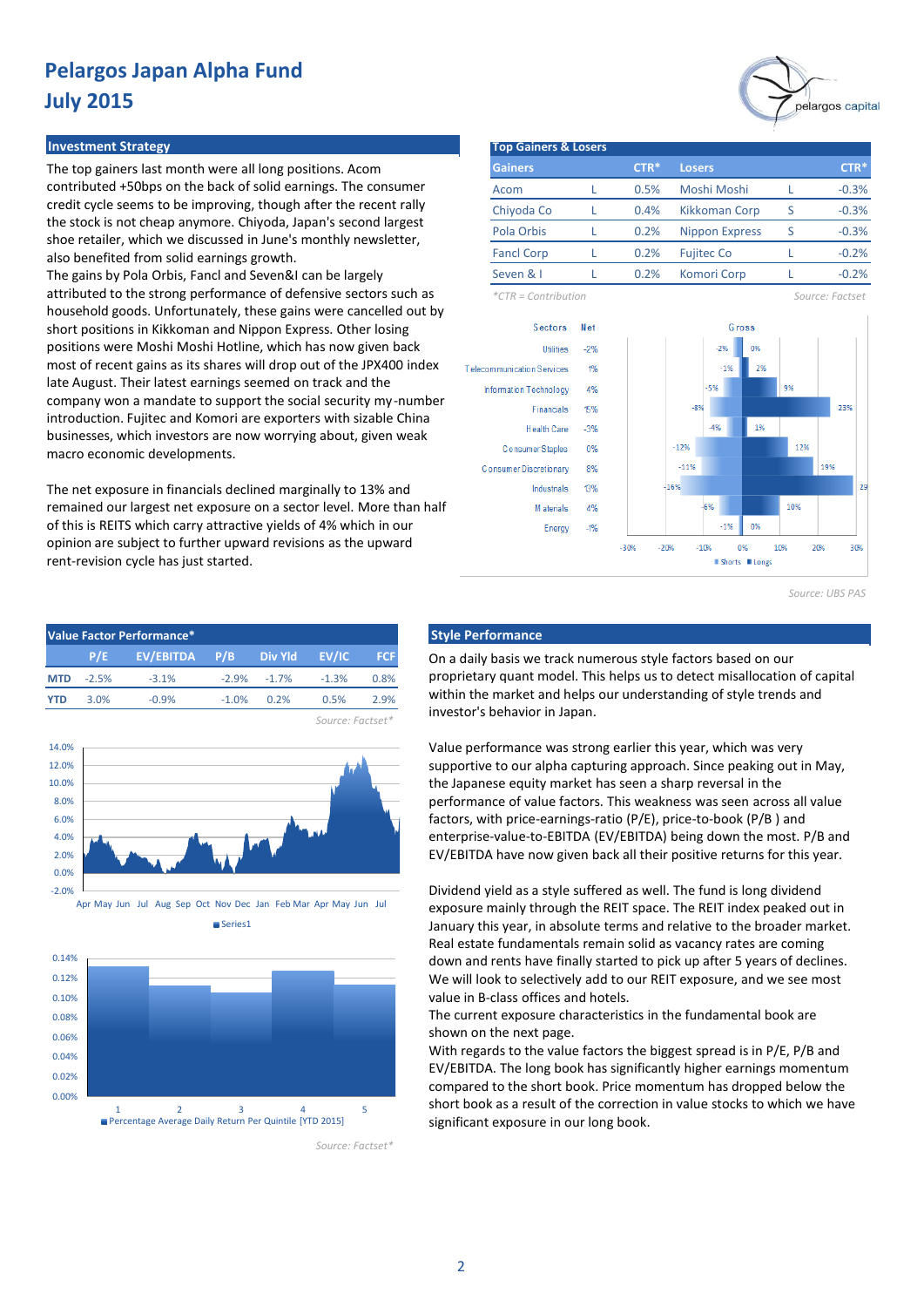# Pelargos Japan Alpha Fund
# July 2015

## Investment Strategy

The top gainers last month were all long positions. Acom contributed +50bps on the back of solid earnings. The consumer credit cycle seems to be improving, though after the recent rally the stock is not cheap anymore. Chiyoda, Japan's second largest shoe retailer, which we discussed in June's monthly newsletter, also benefited from solid earnings growth.

The gains by Pola Orbis, Fancl and Seven&I can be largely attributed to the strong performance of defensive sectors such as household goods. Unfortunately, these gains were cancelled out by short positions in Kikkoman and Nippon Express. Other losing positions were Moshi Moshi Hotline, which has now given back most of recent gains as its shares will drop out of the JPX400 index late August. Their latest earnings seemed on track and the company won a mandate to support the social security my-number introduction. Fujitec and Komori are exporters with sizable China businesses, which investors are now worrying about, given weak macro economic developments.

The net exposure in financials declined marginally to 13% and remained our largest net exposure on a sector level. More than half of this is REITS which carry attractive yields of 4% which in our opinion are subject to further upward revisions as the upward rent-revision cycle has just started.

## Top Gainers & Losers

| Gainers | | CTR* | Losers | | CTR* |
|---|---|---|---|---|---|
| Acom | L | 0.5% | Moshi Moshi | L | -0.3% |
| Chiyoda Co | L | 0.4% | Kikkoman Corp | S | -0.3% |
| Pola Orbis | L | 0.2% | Nippon Express | S | -0.3% |
| Fancl Corp | L | 0.2% | Fujitec Co | L | -0.2% |
| Seven & I | L | 0.2% | Komori Corp | L | -0.2% |

*CTR = Contribution

Source: Factset

| Sectors | Net | Gross Shorts | Gross Longs |
|---|---|---|---|
| Utilities | -2% | -2% | 0% |
| Telecommunication Services | 1% | -1% | 2% |
| Information Technology | 4% | -5% | 9% |
| Financials | 15% | -8% | 23% |
| Health Care | -3% | -4% | 1% |
| Consumer Staples | 0% | -12% | 12% |
| Consumer Discretionary | 8% | -11% | 19% |
| Industrials | 13% | -16% | 29 |
| Materials | 4% | -6% | 10% |
| Energy | -1% | -1% | 0% |

Source: UBS PAS

## Value Factor Performance*

| | P/E | EV/EBITDA | P/B | Div Yld | EV/IC | FCF |
|---|---|---|---|---|---|---|
| MTD | -2.5% | -3.1% | -2.9% | -1.7% | -1.3% | 0.8% |
| YTD | 3.0% | -0.9% | -1.0% | 0.2% | 0.5% | 2.9% |

Source: Factset*

Series1

Percentage Average Daily Return Per Quintile [YTD 2015]

Source: Factset*

## Style Performance

On a daily basis we track numerous style factors based on our proprietary quant model. This helps us to detect misallocation of capital within the market and helps our understanding of style trends and investor's behavior in Japan.

Value performance was strong earlier this year, which was very supportive to our alpha capturing approach. Since peaking out in May, the Japanese equity market has seen a sharp reversal in the performance of value factors. This weakness was seen across all value factors, with price-earnings-ratio (P/E), price-to-book (P/B ) and enterprise-value-to-EBITDA (EV/EBITDA) being down the most. P/B and EV/EBITDA have now given back all their positive returns for this year.

Dividend yield as a style suffered as well. The fund is long dividend exposure mainly through the REIT space. The REIT index peaked out in January this year, in absolute terms and relative to the broader market. Real estate fundamentals remain solid as vacancy rates are coming down and rents have finally started to pick up after 5 years of declines. We will look to selectively add to our REIT exposure, and we see most value in B-class offices and hotels.

The current exposure characteristics in the fundamental book are shown on the next page.

With regards to the value factors the biggest spread is in P/E, P/B and EV/EBITDA. The long book has significantly higher earnings momentum compared to the short book. Price momentum has dropped below the short book as a result of the correction in value stocks to which we have significant exposure in our long book.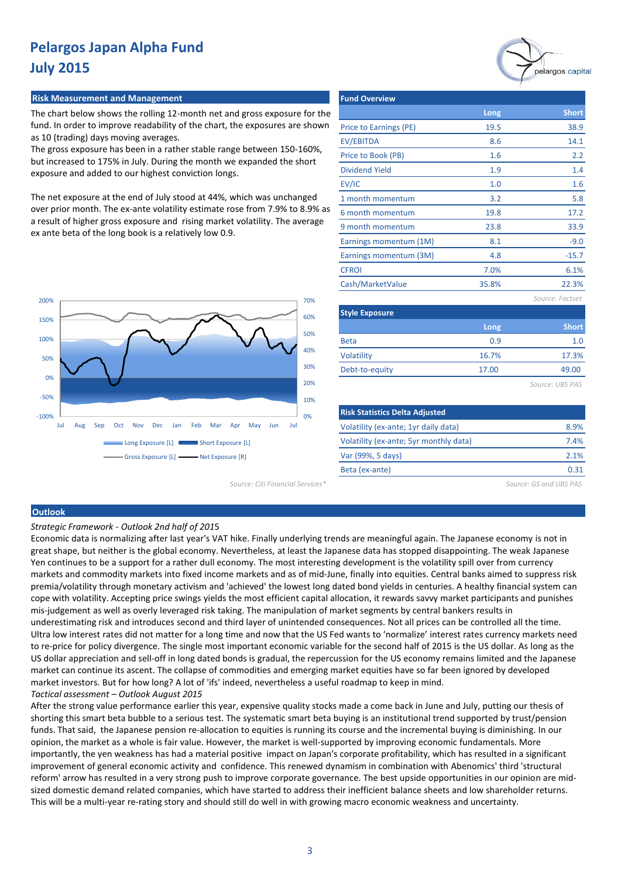# Pelargos Japan Alpha Fund
# July 2015

## Risk Measurement and Management

The chart below shows the rolling 12-month net and gross exposure for the fund. In order to improve readability of the chart, the exposures are shown as 10 (trading) days moving averages.
The gross exposure has been in a rather stable range between 150-160%, but increased to 175% in July. During the month we expanded the short exposure and added to our highest conviction longs.

The net exposure at the end of July stood at 44%, which was unchanged over prior month. The ex-ante volatility estimate rose from 7.9% to 8.9% as a result of higher gross exposure and rising market volatility. The average ex ante beta of the long book is a relatively low 0.9.

Source: Citi Financial Services*

## Fund Overview

| | Long | Short |
|---|---|---|
| Price to Earnings (PE) | 19.5 | 38.9 |
| EV/EBITDA | 8.6 | 14.1 |
| Price to Book (PB) | 1.6 | 2.2 |
| Dividend Yield | 1.9 | 1.4 |
| EV/IC | 1.0 | 1.6 |
| 1 month momentum | 3.2 | 5.8 |
| 6 month momentum | 19.8 | 17.2 |
| 9 month momentum | 23.8 | 33.9 |
| Earnings momentum (1M) | 8.1 | -9.0 |
| Earnings momentum (3M) | 4.8 | -15.7 |
| CFROI | 7.0% | 6.1% |
| Cash/MarketValue | 35.8% | 22.3% |

Source: Factset

## Style Exposure

| | Long | Short |
|---|---|---|
| Beta | 0.9 | 1.0 |
| Volatility | 16.7% | 17.3% |
| Debt-to-equity | 17.00 | 49.00 |

Source: UBS PAS

## Risk Statistics Delta Adjusted

| | |
|---|---|
| Volatility (ex-ante; 1yr daily data) | 8.9% |
| Volatility (ex-ante; 5yr monthly data) | 7.4% |
| Var (99%, 5 days) | 2.1% |
| Beta (ex-ante) | 0.31 |

Source: GS and UBS PAS

## Outlook

*Strategic Framework - Outlook 2nd half of 2015*

Economic data is normalizing after last year's VAT hike. Finally underlying trends are meaningful again. The Japanese economy is not in great shape, but neither is the global economy. Nevertheless, at least the Japanese data has stopped disappointing. The weak Japanese Yen continues to be a support for a rather dull economy. The most interesting development is the volatility spill over from currency markets and commodity markets into fixed income markets and as of mid-June, finally into equities. Central banks aimed to suppress risk premia/volatility through monetary activism and 'achieved' the lowest long dated bond yields in centuries. A healthy financial system can cope with volatility. Accepting price swings yields the most efficient capital allocation, it rewards savvy market participants and punishes mis-judgement as well as overly leveraged risk taking. The manipulation of market segments by central bankers results in underestimating risk and introduces second and third layer of unintended consequences. Not all prices can be controlled all the time. Ultra low interest rates did not matter for a long time and now that the US Fed wants to 'normalize' interest rates currency markets need to re-price for policy divergence. The single most important economic variable for the second half of 2015 is the US dollar. As long as the US dollar appreciation and sell-off in long dated bonds is gradual, the repercussion for the US economy remains limited and the Japanese market can continue its ascent. The collapse of commodities and emerging market equities have so far been ignored by developed market investors. But for how long? A lot of 'ifs' indeed, nevertheless a useful roadmap to keep in mind.

*Tactical assessment – Outlook August 2015*

After the strong value performance earlier this year, expensive quality stocks made a come back in June and July, putting our thesis of shorting this smart beta bubble to a serious test. The systematic smart beta buying is an institutional trend supported by trust/pension funds. That said, the Japanese pension re-allocation to equities is running its course and the incremental buying is diminishing. In our opinion, the market as a whole is fair value. However, the market is well-supported by improving economic fundamentals. More importantly, the yen weakness has had a material positive impact on Japan's corporate profitability, which has resulted in a significant improvement of general economic activity and confidence. This renewed dynamism in combination with Abenomics' third 'structural reform' arrow has resulted in a very strong push to improve corporate governance. The best upside opportunities in our opinion are mid-sized domestic demand related companies, which have started to address their inefficient balance sheets and low shareholder returns. This will be a multi-year re-rating story and should still do well in with growing macro economic weakness and uncertainty.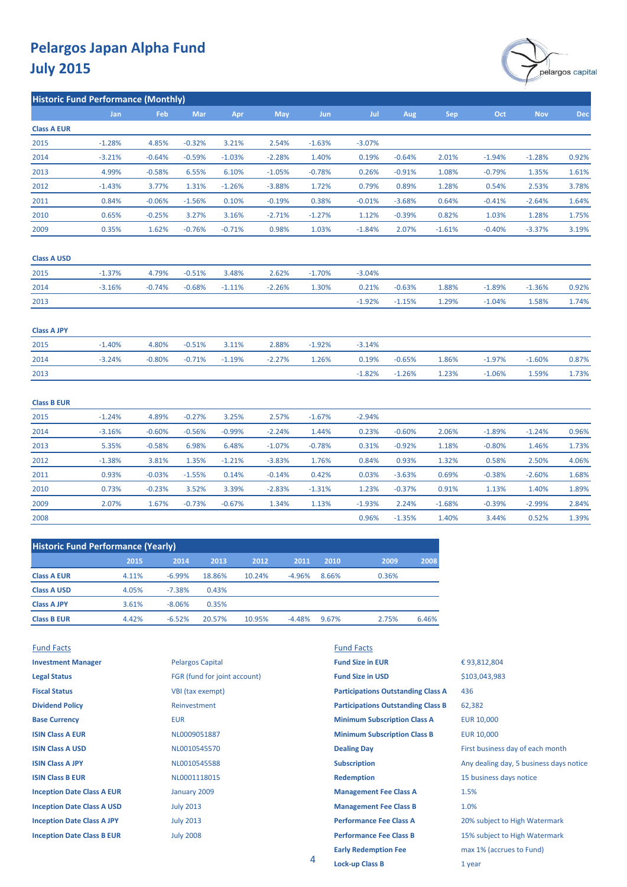# Pelargos Japan Alpha Fund
# July 2015

## Historic Fund Performance (Monthly)

| | Jan | Feb | Mar | Apr | May | Jun | Jul | Aug | Sep | Oct | Nov | Dec |
|---|---|---|---|---|---|---|---|---|---|---|---|---|
| **Class A EUR** | | | | | | | | | | | | |
| 2015 | -1.28% | 4.85% | -0.32% | 3.21% | 2.54% | -1.63% | -3.07% | | | | | |
| 2014 | -3.21% | -0.64% | -0.59% | -1.03% | -2.28% | 1.40% | 0.19% | -0.64% | 2.01% | -1.94% | -1.28% | 0.92% |
| 2013 | 4.99% | -0.58% | 6.55% | 6.10% | -1.05% | -0.78% | 0.26% | -0.91% | 1.08% | -0.79% | 1.35% | 1.61% |
| 2012 | -1.43% | 3.77% | 1.31% | -1.26% | -3.88% | 1.72% | 0.79% | 0.89% | 1.28% | 0.54% | 2.53% | 3.78% |
| 2011 | 0.84% | -0.06% | -1.56% | 0.10% | -0.19% | 0.38% | -0.01% | -3.68% | 0.64% | -0.41% | -2.64% | 1.64% |
| 2010 | 0.65% | -0.25% | 3.27% | 3.16% | -2.71% | -1.27% | 1.12% | -0.39% | 0.82% | 1.03% | 1.28% | 1.75% |
| 2009 | 0.35% | 1.62% | -0.76% | -0.71% | 0.98% | 1.03% | -1.84% | 2.07% | -1.61% | -0.40% | -3.37% | 3.19% |
| **Class A USD** | | | | | | | | | | | | |
| 2015 | -1.37% | 4.79% | -0.51% | 3.48% | 2.62% | -1.70% | -3.04% | | | | | |
| 2014 | -3.16% | -0.74% | -0.68% | -1.11% | -2.26% | 1.30% | 0.21% | -0.63% | 1.88% | -1.89% | -1.36% | 0.92% |
| 2013 | | | | | | | -1.92% | -1.15% | 1.29% | -1.04% | 1.58% | 1.74% |
| **Class A JPY** | | | | | | | | | | | | |
| 2015 | -1.40% | 4.80% | -0.51% | 3.11% | 2.88% | -1.92% | -3.14% | | | | | |
| 2014 | -3.24% | -0.80% | -0.71% | -1.19% | -2.27% | 1.26% | 0.19% | -0.65% | 1.86% | -1.97% | -1.60% | 0.87% |
| 2013 | | | | | | | -1.82% | -1.26% | 1.23% | -1.06% | 1.59% | 1.73% |
| **Class B EUR** | | | | | | | | | | | | |
| 2015 | -1.24% | 4.89% | -0.27% | 3.25% | 2.57% | -1.67% | -2.94% | | | | | |
| 2014 | -3.16% | -0.60% | -0.56% | -0.99% | -2.24% | 1.44% | 0.23% | -0.60% | 2.06% | -1.89% | -1.24% | 0.96% |
| 2013 | 5.35% | -0.58% | 6.98% | 6.48% | -1.07% | -0.78% | 0.31% | -0.92% | 1.18% | -0.80% | 1.46% | 1.73% |
| 2012 | -1.38% | 3.81% | 1.35% | -1.21% | -3.83% | 1.76% | 0.84% | 0.93% | 1.32% | 0.58% | 2.50% | 4.06% |
| 2011 | 0.93% | -0.03% | -1.55% | 0.14% | -0.14% | 0.42% | 0.03% | -3.63% | 0.69% | -0.38% | -2.60% | 1.68% |
| 2010 | 0.73% | -0.23% | 3.52% | 3.39% | -2.83% | -1.31% | 1.23% | -0.37% | 0.91% | 1.13% | 1.40% | 1.89% |
| 2009 | 2.07% | 1.67% | -0.73% | -0.67% | 1.34% | 1.13% | -1.93% | 2.24% | -1.68% | -0.39% | -2.99% | 2.84% |
| 2008 | | | | | | | 0.96% | -1.35% | 1.40% | 3.44% | 0.52% | 1.39% |

## Historic Fund Performance (Yearly)

| | 2015 | 2014 | 2013 | 2012 | 2011 | 2010 | 2009 | 2008 |
|---|---|---|---|---|---|---|---|---|
| **Class A EUR** | 4.11% | -6.99% | 18.86% | 10.24% | -4.96% | 8.66% | 0.36% | |
| **Class A USD** | 4.05% | -7.38% | 0.43% | | | | | |
| **Class A JPY** | 3.61% | -8.06% | 0.35% | | | | | |
| **Class B EUR** | 4.42% | -6.52% | 20.57% | 10.95% | -4.48% | 9.67% | 2.75% | 6.46% |

## Fund Facts

| | |
|---|---|
| **Investment Manager** | Pelargos Capital |
| **Legal Status** | FGR (fund for joint account) |
| **Fiscal Status** | VBI (tax exempt) |
| **Dividend Policy** | Reinvestment |
| **Base Currency** | EUR |
| **ISIN Class A EUR** | NL0009051887 |
| **ISIN Class A USD** | NL0010545570 |
| **ISIN Class A JPY** | NL0010545588 |
| **ISIN Class B EUR** | NL0001118015 |
| **Inception Date Class A EUR** | January 2009 |
| **Inception Date Class A USD** | July 2013 |
| **Inception Date Class A JPY** | July 2013 |
| **Inception Date Class B EUR** | July 2008 |

## Fund Facts

| | |
|---|---|
| **Fund Size in EUR** | € 93,812,804 |
| **Fund Size in USD** | $103,043,983 |
| **Participations Outstanding Class A** | 436 |
| **Participations Outstanding Class B** | 62,382 |
| **Minimum Subscription Class A** | EUR 10,000 |
| **Minimum Subscription Class B** | EUR 10,000 |
| **Dealing Day** | First business day of each month |
| **Subscription** | Any dealing day, 5 business days notice |
| **Redemption** | 15 business days notice |
| **Management Fee Class A** | 1.5% |
| **Management Fee Class B** | 1.0% |
| **Performance Fee Class A** | 20% subject to High Watermark |
| **Performance Fee Class B** | 15% subject to High Watermark |
| **Early Redemption Fee** | max 1% (accrues to Fund) |
| **Lock-up Class B** | 1 year |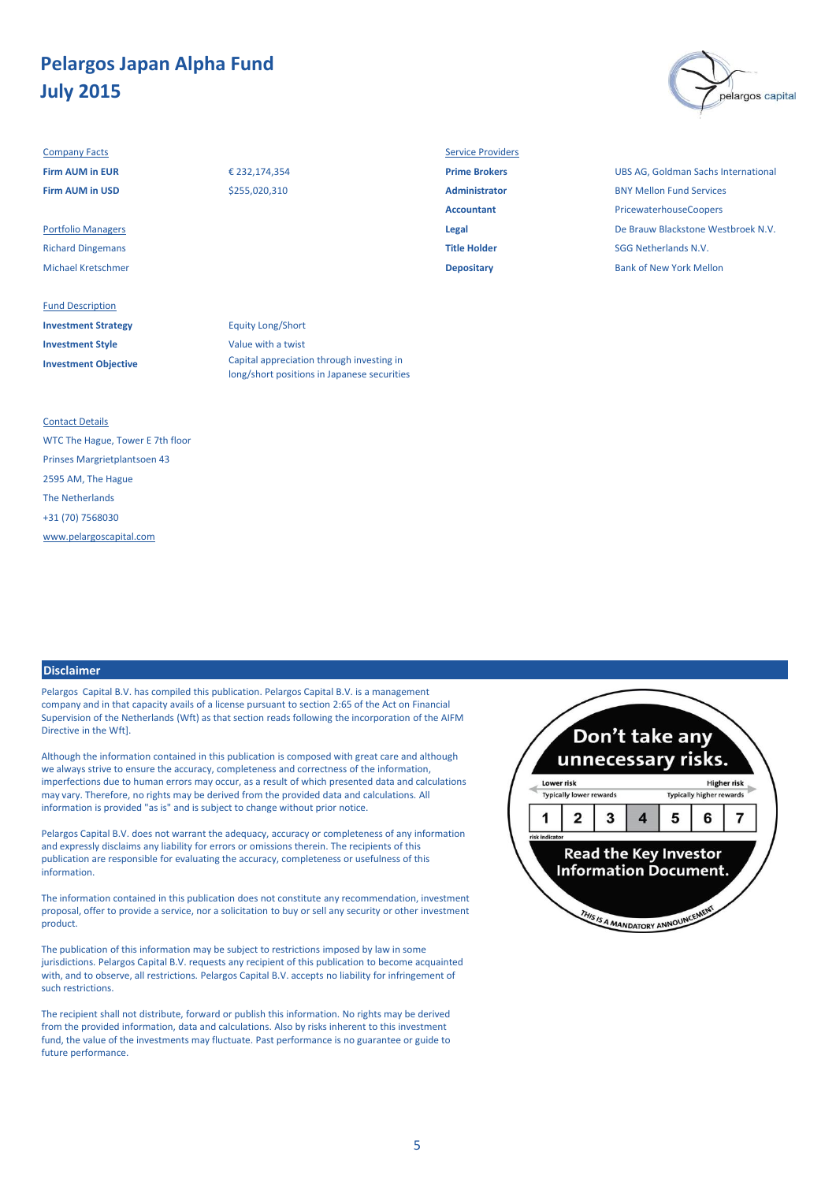# Pelargos Japan Alpha Fund
## July 2015

pelargos capital

Company Facts

| | |
|---|---|
| **Firm AUM in EUR** | € 232,174,354 |
| **Firm AUM in USD** | $255,020,310 |

Portfolio Managers

Richard Dingemans

Michael Kretschmer

Fund Description

| | |
|---|---|
| **Investment Strategy** | Equity Long/Short |
| **Investment Style** | Value with a twist |
| **Investment Objective** | Capital appreciation through investing in long/short positions in Japanese securities |

Contact Details

WTC The Hague, Tower E 7th floor
Prinses Margrietplantsoen 43
2595 AM, The Hague
The Netherlands
+31 (70) 7568030
www.pelargoscapital.com

Service Providers

| | |
|---|---|
| **Prime Brokers** | UBS AG, Goldman Sachs International |
| **Administrator** | BNY Mellon Fund Services |
| **Accountant** | PricewaterhouseCoopers |
| **Legal** | De Brauw Blackstone Westbroek N.V. |
| **Title Holder** | SGG Netherlands N.V. |
| **Depositary** | Bank of New York Mellon |

## Disclaimer

Pelargos Capital B.V. has compiled this publication. Pelargos Capital B.V. is a management company and in that capacity avails of a license pursuant to section 2:65 of the Act on Financial Supervision of the Netherlands (Wft) as that section reads following the incorporation of the AIFM Directive in the Wft].

Although the information contained in this publication is composed with great care and although we always strive to ensure the accuracy, completeness and correctness of the information, imperfections due to human errors may occur, as a result of which presented data and calculations may vary. Therefore, no rights may be derived from the provided data and calculations. All information is provided "as is" and is subject to change without prior notice.

Pelargos Capital B.V. does not warrant the adequacy, accuracy or completeness of any information and expressly disclaims any liability for errors or omissions therein. The recipients of this publication are responsible for evaluating the accuracy, completeness or usefulness of this information.

The information contained in this publication does not constitute any recommendation, investment proposal, offer to provide a service, nor a solicitation to buy or sell any security or other investment product.

The publication of this information may be subject to restrictions imposed by law in some jurisdictions. Pelargos Capital B.V. requests any recipient of this publication to become acquainted with, and to observe, all restrictions. Pelargos Capital B.V. accepts no liability for infringement of such restrictions.

The recipient shall not distribute, forward or publish this information. No rights may be derived from the provided information, data and calculations. Also by risks inherent to this investment fund, the value of the investments may fluctuate. Past performance is no guarantee or guide to future performance.

Don't take any unnecessary risks.

Lower risk — Typically lower rewards | Higher risk — Typically higher rewards

1 2 3 4 5 6 7

risk indicator

Read the Key Investor Information Document.

THIS IS A MANDATORY ANNOUNCEMENT